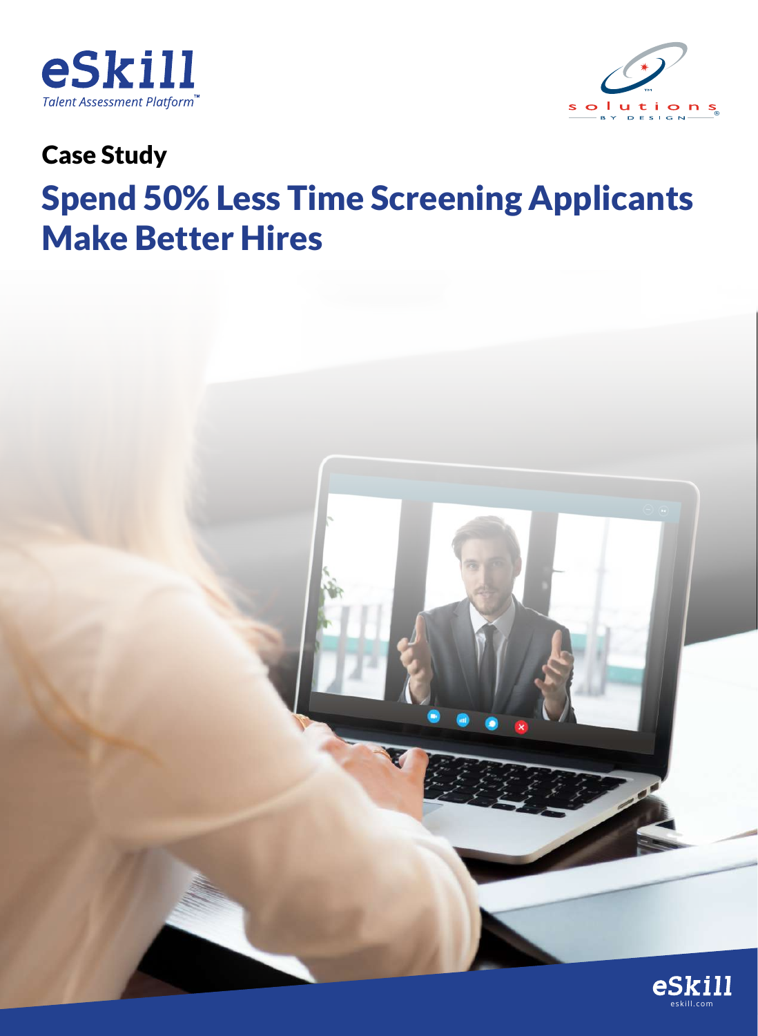eSkill
*Talent Assessment Platform™*

solutions BY DESIGN

## Case Study

# Spend 50% Less Time Screening Applicants Make Better Hires

eSkill
eskill.com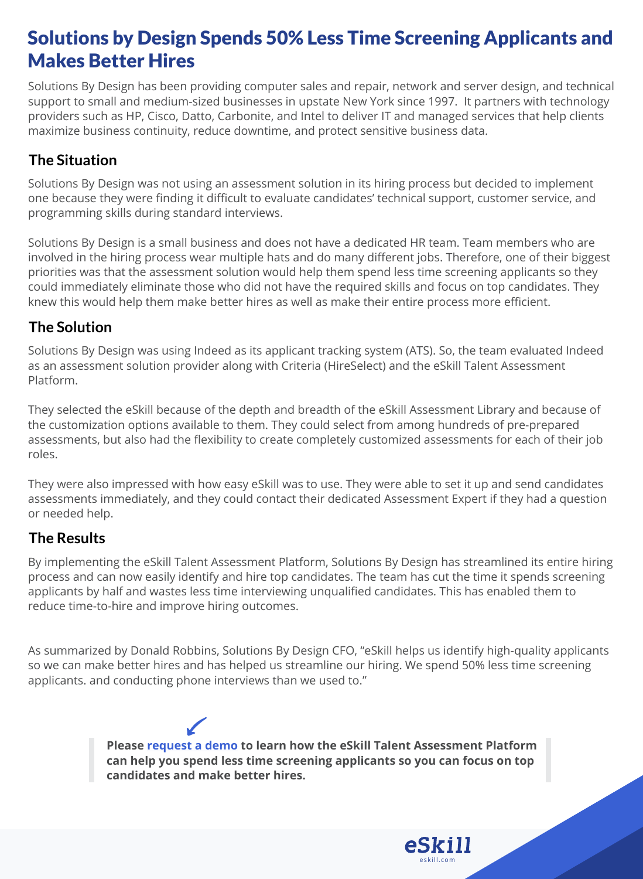# Solutions by Design Spends 50% Less Time Screening Applicants and Makes Better Hires

Solutions By Design has been providing computer sales and repair, network and server design, and technical support to small and medium-sized businesses in upstate New York since 1997. It partners with technology providers such as HP, Cisco, Datto, Carbonite, and Intel to deliver IT and managed services that help clients maximize business continuity, reduce downtime, and protect sensitive business data.

## The Situation

Solutions By Design was not using an assessment solution in its hiring process but decided to implement one because they were finding it difficult to evaluate candidates' technical support, customer service, and programming skills during standard interviews.

Solutions By Design is a small business and does not have a dedicated HR team. Team members who are involved in the hiring process wear multiple hats and do many different jobs. Therefore, one of their biggest priorities was that the assessment solution would help them spend less time screening applicants so they could immediately eliminate those who did not have the required skills and focus on top candidates. They knew this would help them make better hires as well as make their entire process more efficient.

## The Solution

Solutions By Design was using Indeed as its applicant tracking system (ATS). So, the team evaluated Indeed as an assessment solution provider along with Criteria (HireSelect) and the eSkill Talent Assessment Platform.

They selected the eSkill because of the depth and breadth of the eSkill Assessment Library and because of the customization options available to them. They could select from among hundreds of pre-prepared assessments, but also had the flexibility to create completely customized assessments for each of their job roles.

They were also impressed with how easy eSkill was to use. They were able to set it up and send candidates assessments immediately, and they could contact their dedicated Assessment Expert if they had a question or needed help.

## The Results

By implementing the eSkill Talent Assessment Platform, Solutions By Design has streamlined its entire hiring process and can now easily identify and hire top candidates. The team has cut the time it spends screening applicants by half and wastes less time interviewing unqualified candidates. This has enabled them to reduce time-to-hire and improve hiring outcomes.

As summarized by Donald Robbins, Solutions By Design CFO, "eSkill helps us identify high-quality applicants so we can make better hires and has helped us streamline our hiring. We spend 50% less time screening applicants. and conducting phone interviews than we used to."

**Please request a demo to learn how the eSkill Talent Assessment Platform can help you spend less time screening applicants so you can focus on top candidates and make better hires.**

eSkill
eskill.com